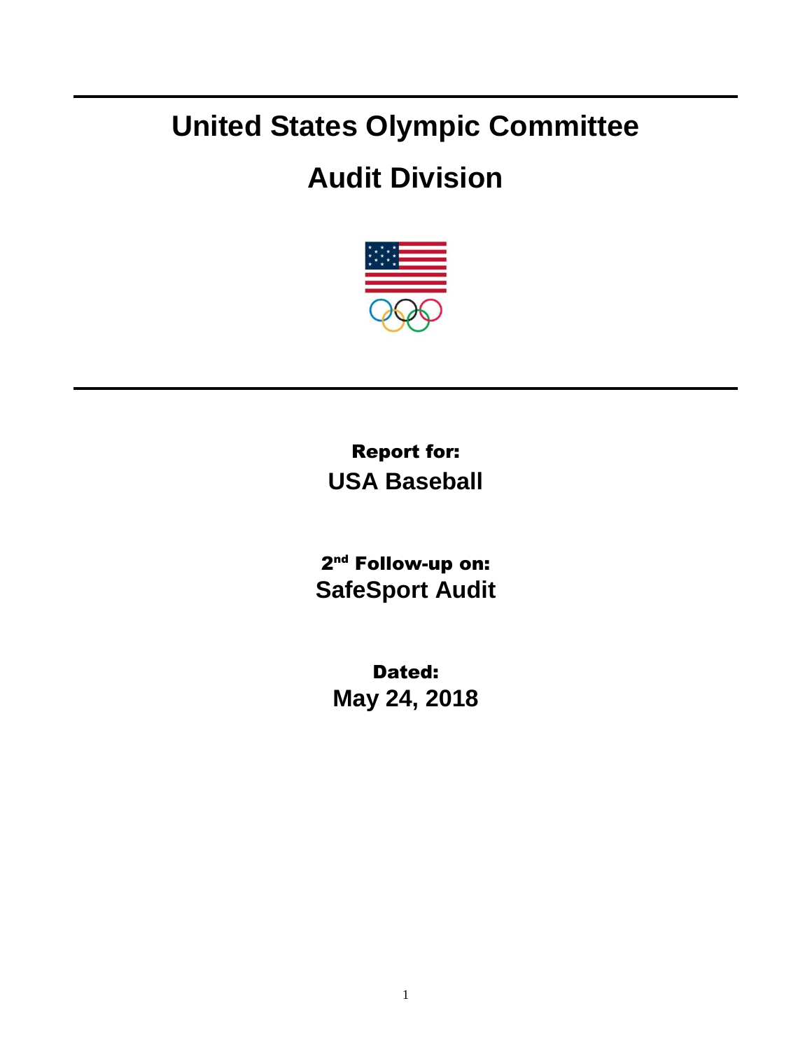# United States Olympic Committee

# Audit Division

**Report for:**

**USA Baseball**

**2nd Follow-up on:**

**SafeSport Audit**

**Dated:**

**May 24, 2018**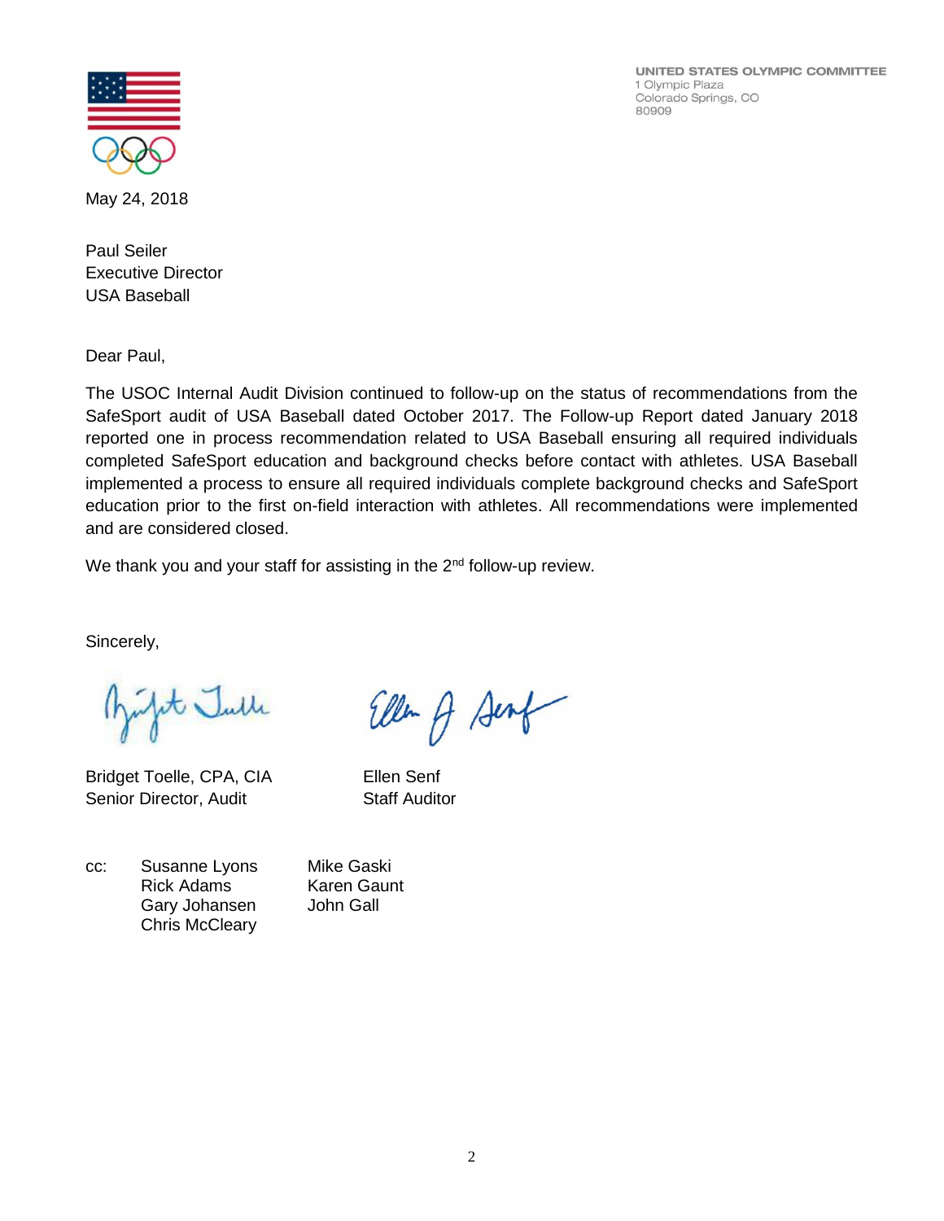UNITED STATES OLYMPIC COMMITTEE
1 Olympic Plaza
Colorado Springs, CO
80909

May 24, 2018

Paul Seiler
Executive Director
USA Baseball

Dear Paul,

The USOC Internal Audit Division continued to follow-up on the status of recommendations from the SafeSport audit of USA Baseball dated October 2017. The Follow-up Report dated January 2018 reported one in process recommendation related to USA Baseball ensuring all required individuals completed SafeSport education and background checks before contact with athletes. USA Baseball implemented a process to ensure all required individuals complete background checks and SafeSport education prior to the first on-field interaction with athletes. All recommendations were implemented and are considered closed.

We thank you and your staff for assisting in the 2nd follow-up review.

Sincerely,

Bridget Toelle, CPA, CIA
Senior Director, Audit

Ellen Senf
Staff Auditor

cc: Susanne Lyons
Rick Adams
Gary Johansen
Chris McCleary
Mike Gaski
Karen Gaunt
John Gall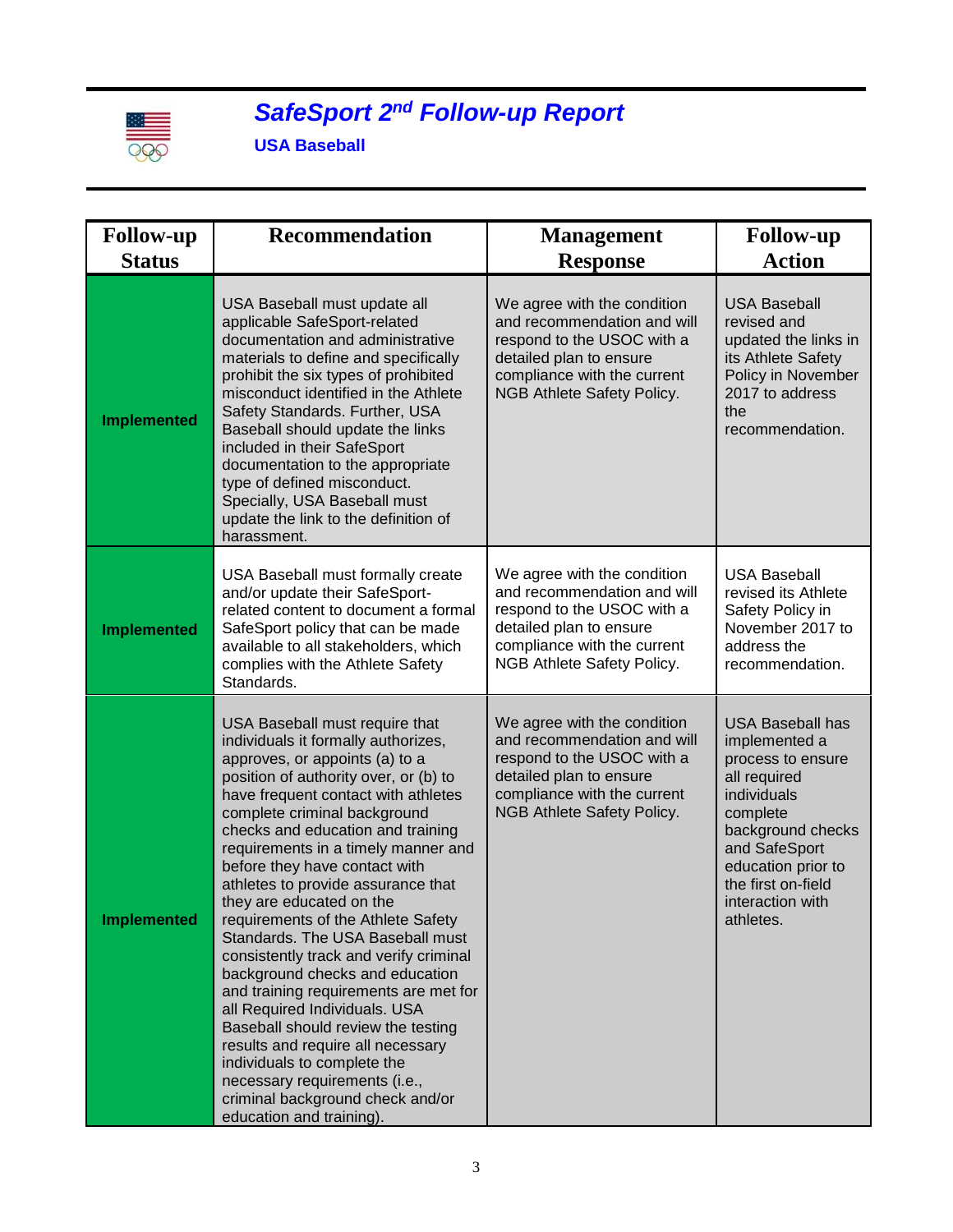# *SafeSport 2nd Follow-up Report*

**USA Baseball**

| Follow-up Status | Recommendation | Management Response | Follow-up Action |
|---|---|---|---|
| **Implemented** | USA Baseball must update all applicable SafeSport-related documentation and administrative materials to define and specifically prohibit the six types of prohibited misconduct identified in the Athlete Safety Standards. Further, USA Baseball should update the links included in their SafeSport documentation to the appropriate type of defined misconduct. Specially, USA Baseball must update the link to the definition of harassment. | We agree with the condition and recommendation and will respond to the USOC with a detailed plan to ensure compliance with the current NGB Athlete Safety Policy. | USA Baseball revised and updated the links in its Athlete Safety Policy in November 2017 to address the recommendation. |
| **Implemented** | USA Baseball must formally create and/or update their SafeSport-related content to document a formal SafeSport policy that can be made available to all stakeholders, which complies with the Athlete Safety Standards. | We agree with the condition and recommendation and will respond to the USOC with a detailed plan to ensure compliance with the current NGB Athlete Safety Policy. | USA Baseball revised its Athlete Safety Policy in November 2017 to address the recommendation. |
| **Implemented** | USA Baseball must require that individuals it formally authorizes, approves, or appoints (a) to a position of authority over, or (b) to have frequent contact with athletes complete criminal background checks and education and training requirements in a timely manner and before they have contact with athletes to provide assurance that they are educated on the requirements of the Athlete Safety Standards. The USA Baseball must consistently track and verify criminal background checks and education and training requirements are met for all Required Individuals. USA Baseball should review the testing results and require all necessary individuals to complete the necessary requirements (i.e., criminal background check and/or education and training). | We agree with the condition and recommendation and will respond to the USOC with a detailed plan to ensure compliance with the current NGB Athlete Safety Policy. | USA Baseball has implemented a process to ensure all required individuals complete background checks and SafeSport education prior to the first on-field interaction with athletes. |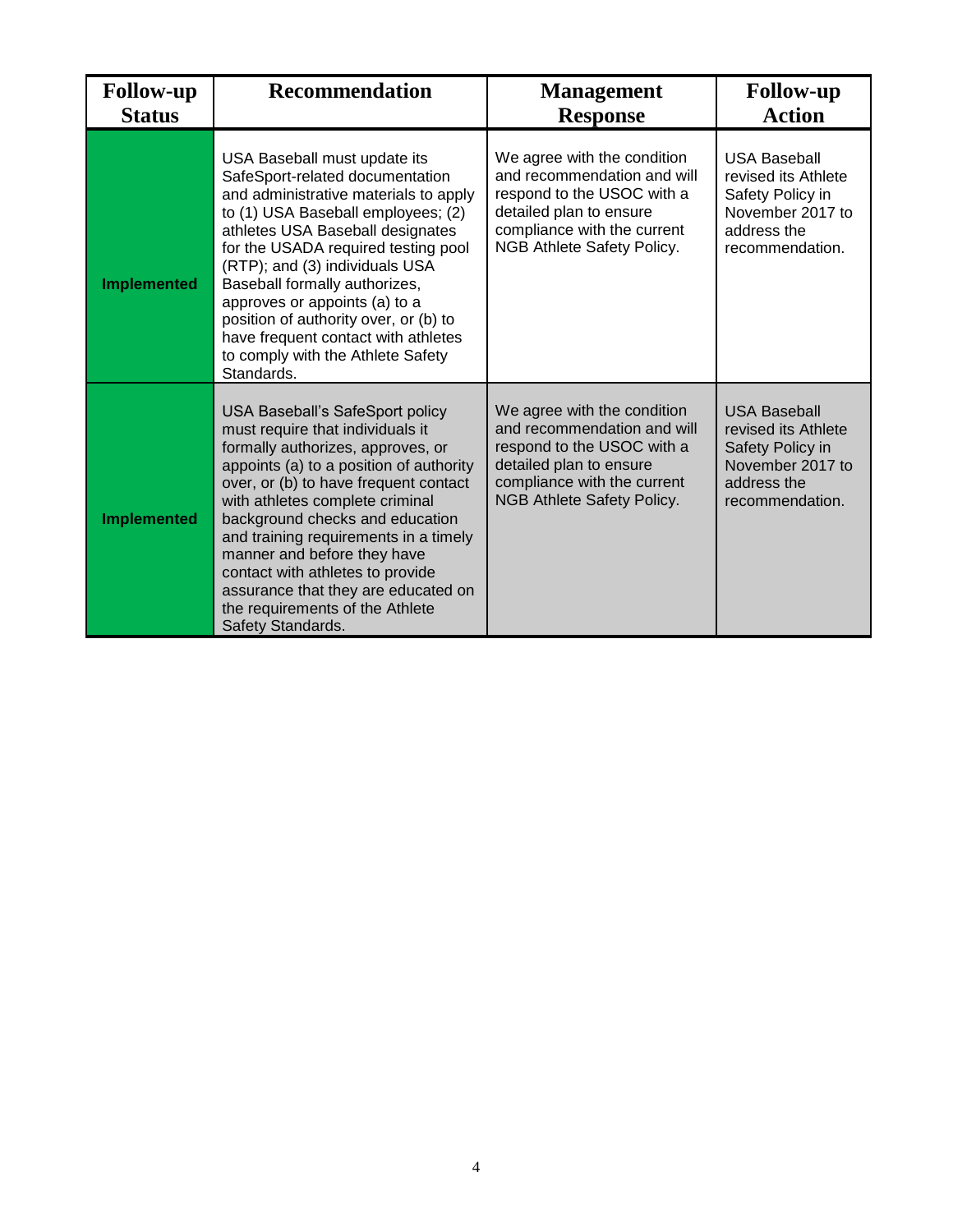| Follow-up Status | Recommendation | Management Response | Follow-up Action |
|---|---|---|---|
| **Implemented** | USA Baseball must update its SafeSport-related documentation and administrative materials to apply to (1) USA Baseball employees; (2) athletes USA Baseball designates for the USADA required testing pool (RTP); and (3) individuals USA Baseball formally authorizes, approves or appoints (a) to a position of authority over, or (b) to have frequent contact with athletes to comply with the Athlete Safety Standards. | We agree with the condition and recommendation and will respond to the USOC with a detailed plan to ensure compliance with the current NGB Athlete Safety Policy. | USA Baseball revised its Athlete Safety Policy in November 2017 to address the recommendation. |
| **Implemented** | USA Baseball's SafeSport policy must require that individuals it formally authorizes, approves, or appoints (a) to a position of authority over, or (b) to have frequent contact with athletes complete criminal background checks and education and training requirements in a timely manner and before they have contact with athletes to provide assurance that they are educated on the requirements of the Athlete Safety Standards. | We agree with the condition and recommendation and will respond to the USOC with a detailed plan to ensure compliance with the current NGB Athlete Safety Policy. | USA Baseball revised its Athlete Safety Policy in November 2017 to address the recommendation. |